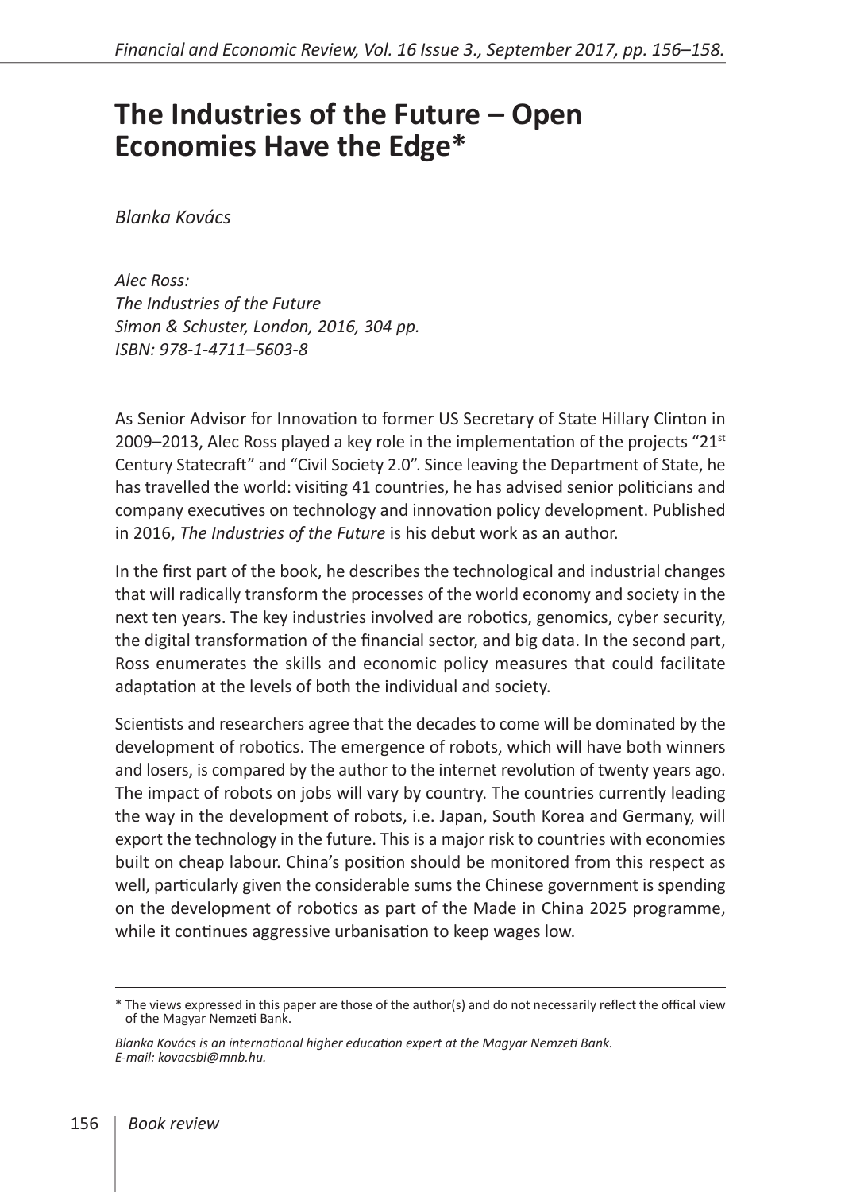# The Industries of the Future – Open Economies Have the Edge*

*Blanka Kovács*

*Alec Ross:*
*The Industries of the Future*
*Simon & Schuster, London, 2016, 304 pp.*
*ISBN: 978-1-4711–5603-8*

As Senior Advisor for Innovation to former US Secretary of State Hillary Clinton in 2009–2013, Alec Ross played a key role in the implementation of the projects "21st Century Statecraft" and "Civil Society 2.0". Since leaving the Department of State, he has travelled the world: visiting 41 countries, he has advised senior politicians and company executives on technology and innovation policy development. Published in 2016, *The Industries of the Future* is his debut work as an author.

In the first part of the book, he describes the technological and industrial changes that will radically transform the processes of the world economy and society in the next ten years. The key industries involved are robotics, genomics, cyber security, the digital transformation of the financial sector, and big data. In the second part, Ross enumerates the skills and economic policy measures that could facilitate adaptation at the levels of both the individual and society.

Scientists and researchers agree that the decades to come will be dominated by the development of robotics. The emergence of robots, which will have both winners and losers, is compared by the author to the internet revolution of twenty years ago. The impact of robots on jobs will vary by country. The countries currently leading the way in the development of robots, i.e. Japan, South Korea and Germany, will export the technology in the future. This is a major risk to countries with economies built on cheap labour. China's position should be monitored from this respect as well, particularly given the considerable sums the Chinese government is spending on the development of robotics as part of the Made in China 2025 programme, while it continues aggressive urbanisation to keep wages low.

---

\* The views expressed in this paper are those of the author(s) and do not necessarily reflect the offical view of the Magyar Nemzeti Bank.

*Blanka Kovács is an international higher education expert at the Magyar Nemzeti Bank.*
*E-mail: kovacsbl@mnb.hu.*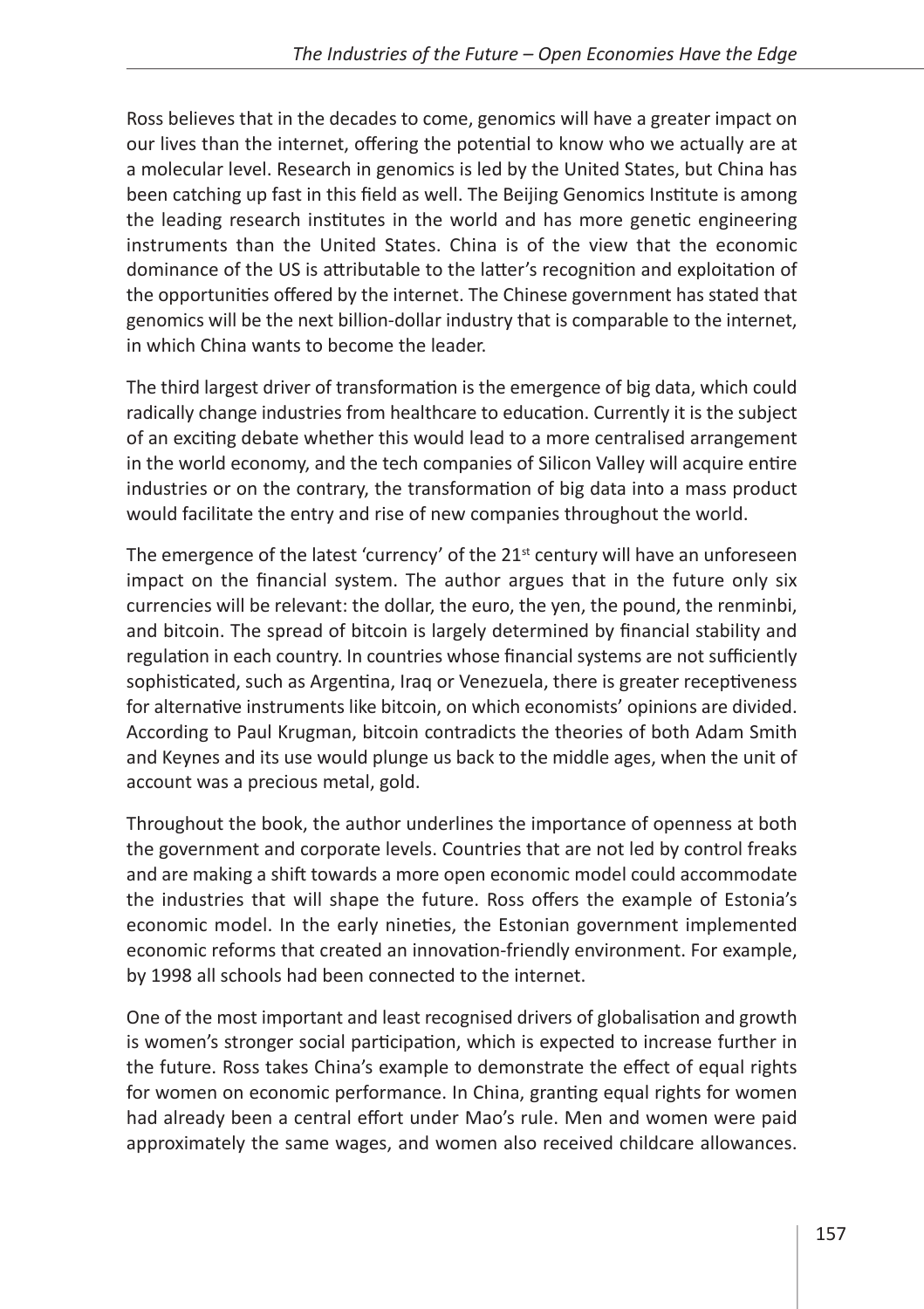Ross believes that in the decades to come, genomics will have a greater impact on our lives than the internet, offering the potential to know who we actually are at a molecular level. Research in genomics is led by the United States, but China has been catching up fast in this field as well. The Beijing Genomics Institute is among the leading research institutes in the world and has more genetic engineering instruments than the United States. China is of the view that the economic dominance of the US is attributable to the latter's recognition and exploitation of the opportunities offered by the internet. The Chinese government has stated that genomics will be the next billion-dollar industry that is comparable to the internet, in which China wants to become the leader.

The third largest driver of transformation is the emergence of big data, which could radically change industries from healthcare to education. Currently it is the subject of an exciting debate whether this would lead to a more centralised arrangement in the world economy, and the tech companies of Silicon Valley will acquire entire industries or on the contrary, the transformation of big data into a mass product would facilitate the entry and rise of new companies throughout the world.

The emergence of the latest 'currency' of the 21st century will have an unforeseen impact on the financial system. The author argues that in the future only six currencies will be relevant: the dollar, the euro, the yen, the pound, the renminbi, and bitcoin. The spread of bitcoin is largely determined by financial stability and regulation in each country. In countries whose financial systems are not sufficiently sophisticated, such as Argentina, Iraq or Venezuela, there is greater receptiveness for alternative instruments like bitcoin, on which economists' opinions are divided. According to Paul Krugman, bitcoin contradicts the theories of both Adam Smith and Keynes and its use would plunge us back to the middle ages, when the unit of account was a precious metal, gold.

Throughout the book, the author underlines the importance of openness at both the government and corporate levels. Countries that are not led by control freaks and are making a shift towards a more open economic model could accommodate the industries that will shape the future. Ross offers the example of Estonia's economic model. In the early nineties, the Estonian government implemented economic reforms that created an innovation-friendly environment. For example, by 1998 all schools had been connected to the internet.

One of the most important and least recognised drivers of globalisation and growth is women's stronger social participation, which is expected to increase further in the future. Ross takes China's example to demonstrate the effect of equal rights for women on economic performance. In China, granting equal rights for women had already been a central effort under Mao's rule. Men and women were paid approximately the same wages, and women also received childcare allowances.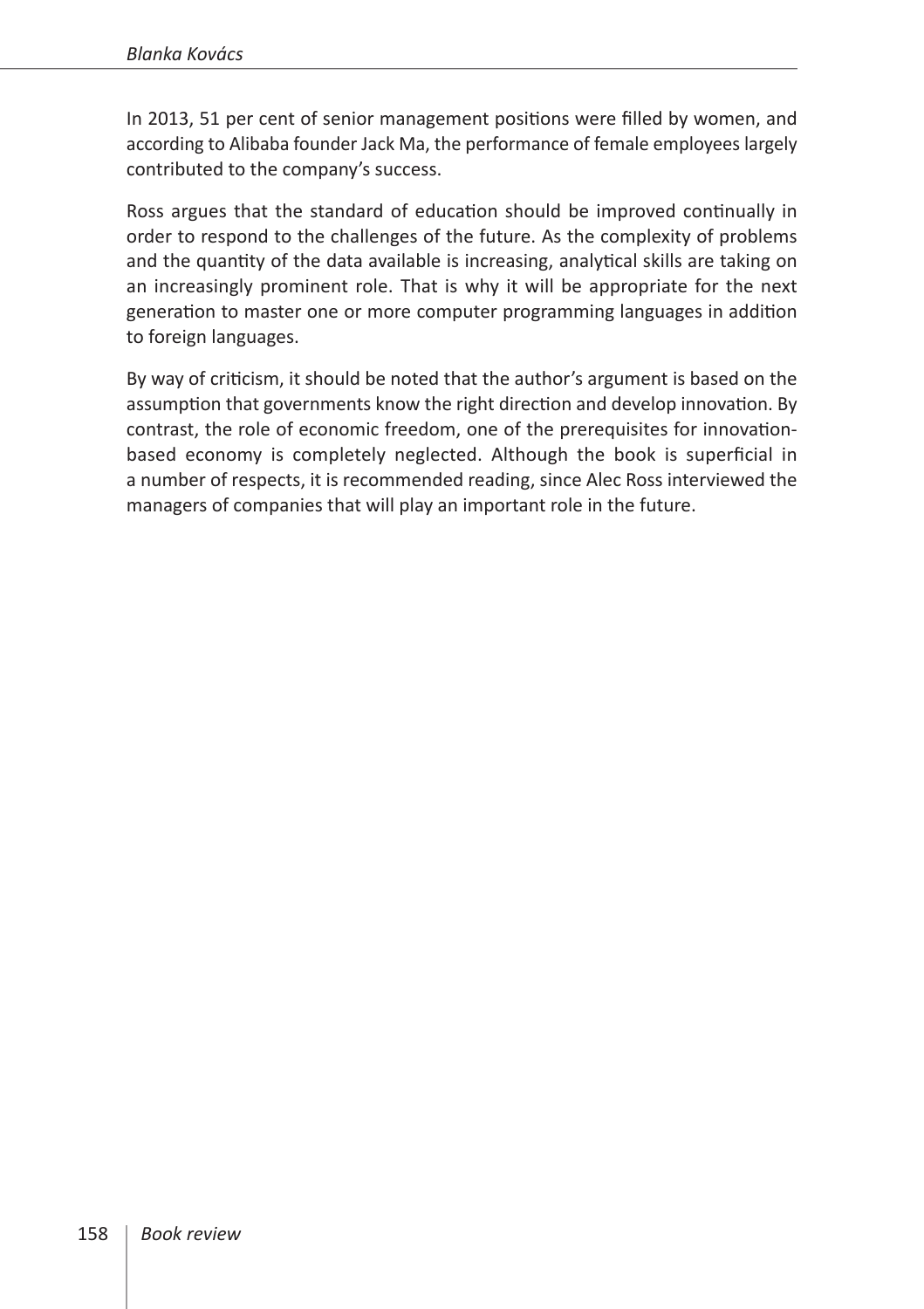In 2013, 51 per cent of senior management positions were filled by women, and according to Alibaba founder Jack Ma, the performance of female employees largely contributed to the company's success.

Ross argues that the standard of education should be improved continually in order to respond to the challenges of the future. As the complexity of problems and the quantity of the data available is increasing, analytical skills are taking on an increasingly prominent role. That is why it will be appropriate for the next generation to master one or more computer programming languages in addition to foreign languages.

By way of criticism, it should be noted that the author's argument is based on the assumption that governments know the right direction and develop innovation. By contrast, the role of economic freedom, one of the prerequisites for innovation-based economy is completely neglected. Although the book is superficial in a number of respects, it is recommended reading, since Alec Ross interviewed the managers of companies that will play an important role in the future.